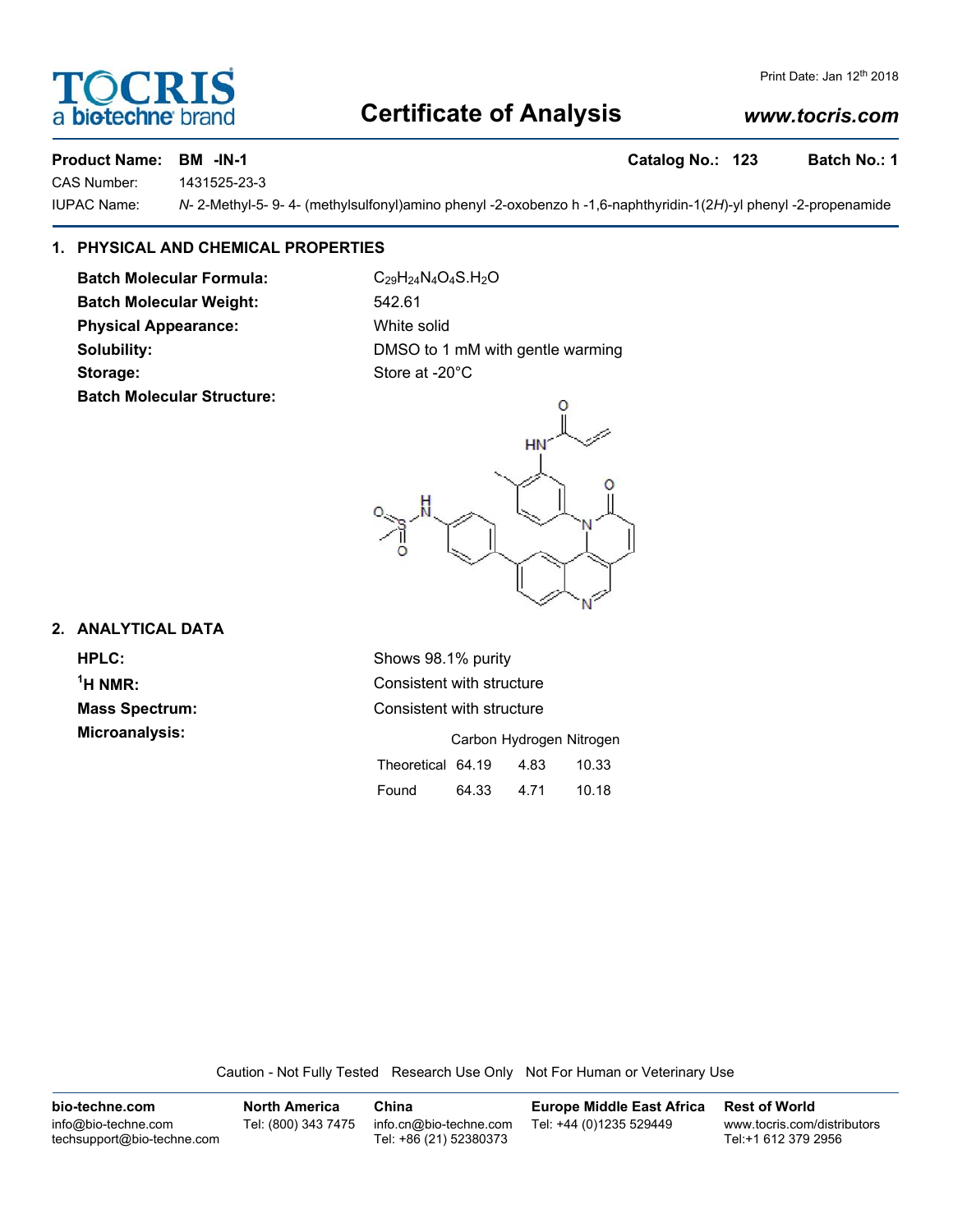# TOCRIS
a biotechne brand

Print Date: Jan 12th 2018

## Certificate of Analysis

www.tocris.com

**Product Name:** **BM -IN-1** **Catalog No.:** **123** **Batch No.:** **1**

CAS Number: 1431525-23-3

IUPAC Name: *N*- 2-Methyl-5- 9- 4- (methylsulfonyl)amino phenyl -2-oxobenzo h -1,6-naphthyridin-1(2*H*)-yl phenyl -2-propenamide

### 1. PHYSICAL AND CHEMICAL PROPERTIES

**Batch Molecular Formula:** $C_{29}H_{24}N_4O_4S.H_2O$

**Batch Molecular Weight:** 542.61

**Physical Appearance:** White solid

**Solubility:** DMSO to 1 mM with gentle warming

**Storage:** Store at -20°C

**Batch Molecular Structure:**

### 2. ANALYTICAL DATA

**HPLC:** Shows 98.1% purity

**$^1$H NMR:** Consistent with structure

**Mass Spectrum:** Consistent with structure

**Microanalysis:**

| | Carbon | Hydrogen | Nitrogen |
|---|---|---|---|
| Theoretical | 64.19 | 4.83 | 10.33 |
| Found | 64.33 | 4.71 | 10.18 |

Caution - Not Fully Tested Research Use Only Not For Human or Veterinary Use

**bio-techne.com**
info@bio-techne.com
techsupport@bio-techne.com

**North America**
Tel: (800) 343 7475

**China**
info.cn@bio-techne.com
Tel: +86 (21) 52380373

**Europe Middle East Africa**
Tel: +44 (0)1235 529449

**Rest of World**
www.tocris.com/distributors
Tel:+1 612 379 2956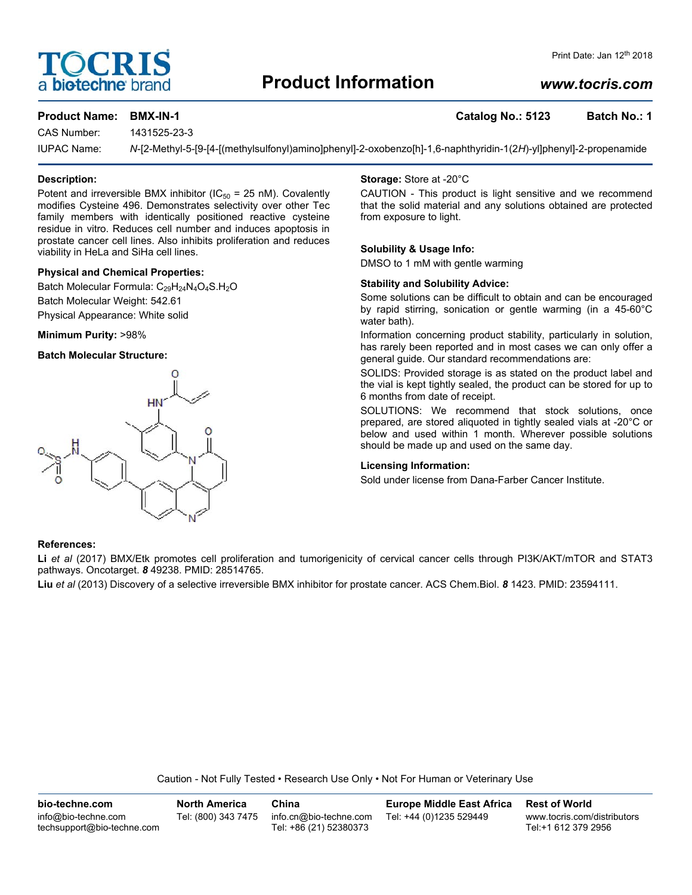# Product Information

**Product Name:** BMX-IN-1 **Catalog No.:** 5123 **Batch No.:** 1

CAS Number: 1431525-23-3

IUPAC Name: *N*-[2-Methyl-5-[9-[4-[(methylsulfonyl)amino]phenyl]-2-oxobenzo[h]-1,6-naphthyridin-1(2*H*)-yl]phenyl]-2-propenamide

### Description:

Potent and irreversible BMX inhibitor ($IC_{50}$ = 25 nM). Covalently modifies Cysteine 496. Demonstrates selectivity over other Tec family members with identically positioned reactive cysteine residue in vitro. Reduces cell number and induces apoptosis in prostate cancer cell lines. Also inhibits proliferation and reduces viability in HeLa and SiHa cell lines.

### Physical and Chemical Properties:

Batch Molecular Formula: $C_{29}H_{24}N_4O_4S.H_2O$

Batch Molecular Weight: 542.61

Physical Appearance: White solid

**Minimum Purity:** >98%

### Batch Molecular Structure:

### Storage: Store at -20°C

CAUTION - This product is light sensitive and we recommend that the solid material and any solutions obtained are protected from exposure to light.

### Solubility & Usage Info:

DMSO to 1 mM with gentle warming

### Stability and Solubility Advice:

Some solutions can be difficult to obtain and can be encouraged by rapid stirring, sonication or gentle warming (in a 45-60°C water bath).

Information concerning product stability, particularly in solution, has rarely been reported and in most cases we can only offer a general guide. Our standard recommendations are:

SOLIDS: Provided storage is as stated on the product label and the vial is kept tightly sealed, the product can be stored for up to 6 months from date of receipt.

SOLUTIONS: We recommend that stock solutions, once prepared, are stored aliquoted in tightly sealed vials at -20°C or below and used within 1 month. Wherever possible solutions should be made up and used on the same day.

### Licensing Information:

Sold under license from Dana-Farber Cancer Institute.

### References:

**Li** *et al* (2017) BMX/Etk promotes cell proliferation and tumorigenicity of cervical cancer cells through PI3K/AKT/mTOR and STAT3 pathways. Oncotarget. ***8*** 49238. PMID: 28514765.

**Liu** *et al* (2013) Discovery of a selective irreversible BMX inhibitor for prostate cancer. ACS Chem.Biol. ***8*** 1423. PMID: 23594111.

Caution - Not Fully Tested • Research Use Only • Not For Human or Veterinary Use

| **bio-techne.com** | **North America** | **China** | **Europe Middle East Africa** | **Rest of World** |
|---|---|---|---|---|
| info@bio-techne.com<br>techsupport@bio-techne.com | Tel: (800) 343 7475 | info.cn@bio-techne.com<br>Tel: +86 (21) 52380373 | Tel: +44 (0)1235 529449 | www.tocris.com/distributors<br>Tel:+1 612 379 2956 |